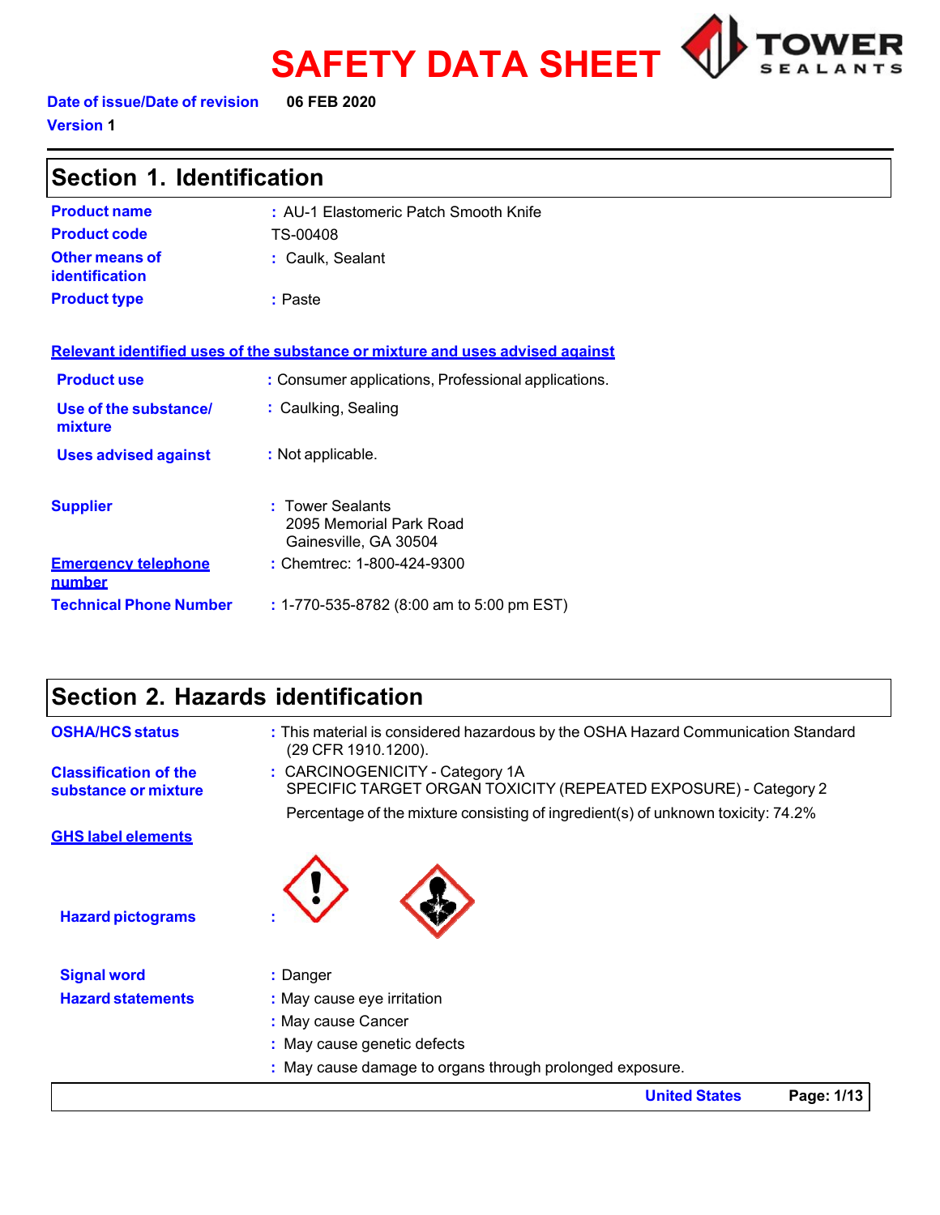# SAFETY DATA SHEET

TOWER SEALANTS

**Date of issue/Date of revision** 06 FEB 2020

**Version** 1

## Section 1. Identification

**Product name** : AU-1 Elastomeric Patch Smooth Knife

**Product code** TS-00408

**Other means of identification** : Caulk, Sealant

**Product type** : Paste

**Relevant identified uses of the substance or mixture and uses advised against**

**Product use** : Consumer applications, Professional applications.

**Use of the substance/ mixture** : Caulking, Sealing

**Uses advised against** : Not applicable.

**Supplier** : Tower Sealants
2095 Memorial Park Road
Gainesville, GA 30504

**Emergency telephone number** : Chemtrec: 1-800-424-9300

**Technical Phone Number** : 1-770-535-8782 (8:00 am to 5:00 pm EST)

## Section 2. Hazards identification

**OSHA/HCS status** : This material is considered hazardous by the OSHA Hazard Communication Standard (29 CFR 1910.1200).

**Classification of the substance or mixture** : CARCINOGENICITY - Category 1A
SPECIFIC TARGET ORGAN TOXICITY (REPEATED EXPOSURE) - Category 2

Percentage of the mixture consisting of ingredient(s) of unknown toxicity: 74.2%

**GHS label elements**

**Hazard pictograms** :

**Signal word** : Danger

**Hazard statements** : May cause eye irritation

: May cause Cancer

: May cause genetic defects

: May cause damage to organs through prolonged exposure.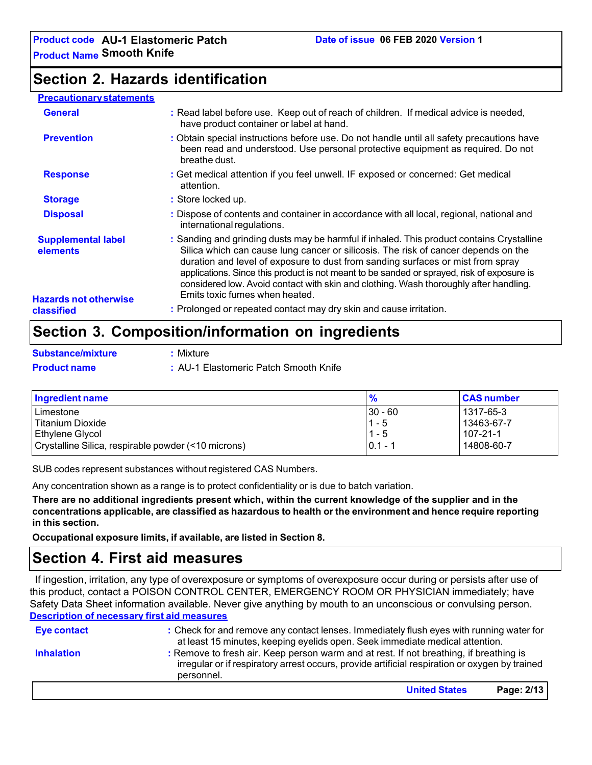## Section 2. Hazards identification

**Precautionary statements**

**General** : Read label before use. Keep out of reach of children. If medical advice is needed, have product container or label at hand.

**Prevention** : Obtain special instructions before use. Do not handle until all safety precautions have been read and understood. Use personal protective equipment as required. Do not breathe dust.

**Response** : Get medical attention if you feel unwell. IF exposed or concerned: Get medical attention.

**Storage** : Store locked up.

**Disposal** : Dispose of contents and container in accordance with all local, regional, national and international regulations.

**Supplemental label elements** : Sanding and grinding dusts may be harmful if inhaled. This product contains Crystalline Silica which can cause lung cancer or silicosis. The risk of cancer depends on the duration and level of exposure to dust from sanding surfaces or mist from spray applications. Since this product is not meant to be sanded or sprayed, risk of exposure is considered low. Avoid contact with skin and clothing. Wash thoroughly after handling. Emits toxic fumes when heated.

**Hazards not otherwise classified** : Prolonged or repeated contact may dry skin and cause irritation.

## Section 3. Composition/information on ingredients

**Substance/mixture** : Mixture

**Product name** : AU-1 Elastomeric Patch Smooth Knife

| Ingredient name | % | CAS number |
|---|---|---|
| Limestone | 30 - 60 | 1317-65-3 |
| Titanium Dioxide | 1 - 5 | 13463-67-7 |
| Ethylene Glycol | 1 - 5 | 107-21-1 |
| Crystalline Silica, respirable powder (<10 microns) | 0.1 - 1 | 14808-60-7 |

SUB codes represent substances without registered CAS Numbers.

Any concentration shown as a range is to protect confidentiality or is due to batch variation.

**There are no additional ingredients present which, within the current knowledge of the supplier and in the concentrations applicable, are classified as hazardous to health or the environment and hence require reporting in this section.**

**Occupational exposure limits, if available, are listed in Section 8.**

## Section 4. First aid measures

If ingestion, irritation, any type of overexposure or symptoms of overexposure occur during or persists after use of this product, contact a POISON CONTROL CENTER, EMERGENCY ROOM OR PHYSICIAN immediately; have Safety Data Sheet information available. Never give anything by mouth to an unconscious or convulsing person.

**Description of necessary first aid measures**

**Eye contact** : Check for and remove any contact lenses. Immediately flush eyes with running water for at least 15 minutes, keeping eyelids open. Seek immediate medical attention.

**Inhalation** : Remove to fresh air. Keep person warm and at rest. If not breathing, if breathing is irregular or if respiratory arrest occurs, provide artificial respiration or oxygen by trained personnel.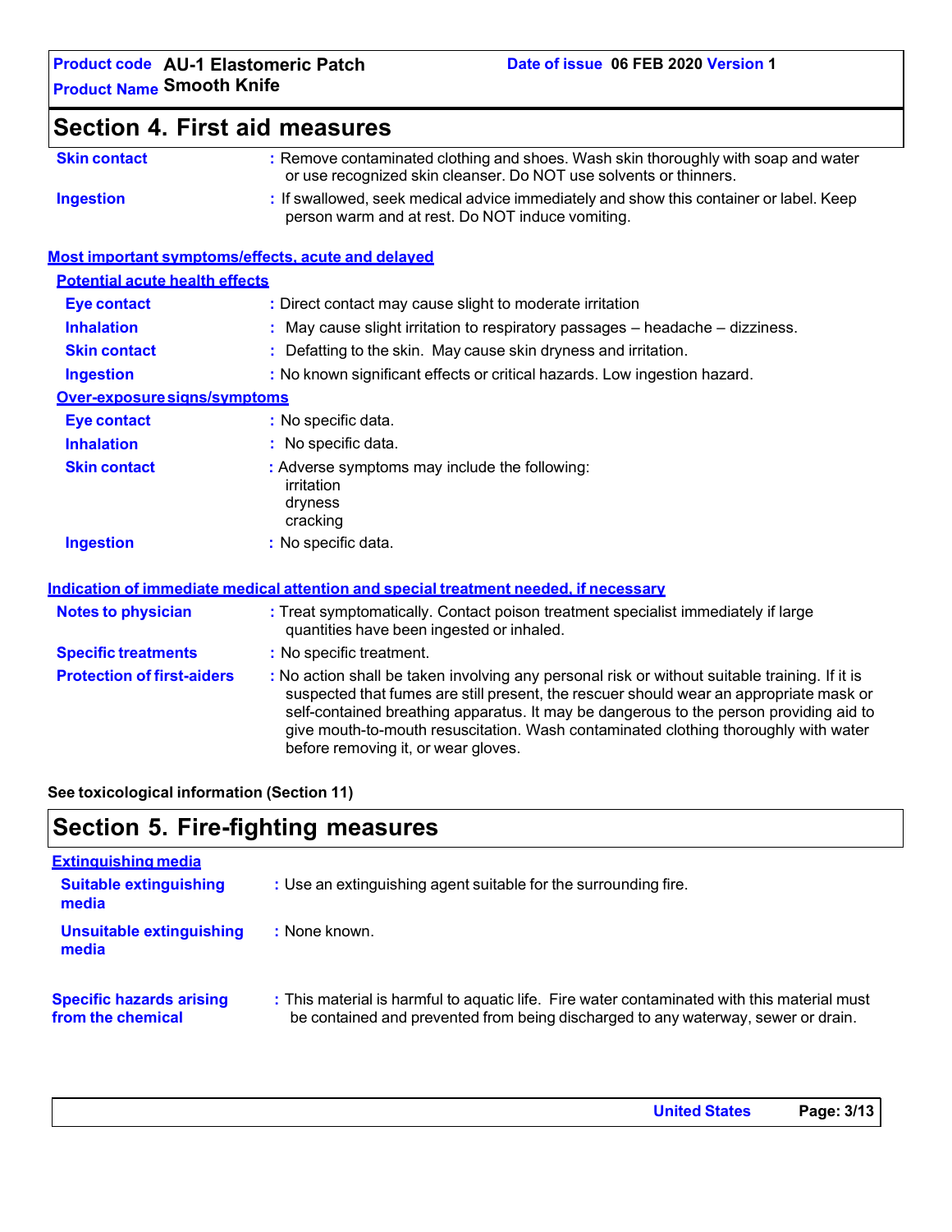## Section 4. First aid measures

| | |
|---|---|
| **Skin contact** | : Remove contaminated clothing and shoes. Wash skin thoroughly with soap and water or use recognized skin cleanser. Do NOT use solvents or thinners. |
| **Ingestion** | : If swallowed, seek medical advice immediately and show this container or label. Keep person warm and at rest. Do NOT induce vomiting. |

### Most important symptoms/effects, acute and delayed

#### Potential acute health effects

| | |
|---|---|
| **Eye contact** | : Direct contact may cause slight to moderate irritation |
| **Inhalation** | : May cause slight irritation to respiratory passages – headache – dizziness. |
| **Skin contact** | : Defatting to the skin. May cause skin dryness and irritation. |
| **Ingestion** | : No known significant effects or critical hazards. Low ingestion hazard. |

#### Over-exposure signs/symptoms

| | |
|---|---|
| **Eye contact** | : No specific data. |
| **Inhalation** | : No specific data. |
| **Skin contact** | : Adverse symptoms may include the following: irritation, dryness, cracking |
| **Ingestion** | : No specific data. |

### Indication of immediate medical attention and special treatment needed, if necessary

| | |
|---|---|
| **Notes to physician** | : Treat symptomatically. Contact poison treatment specialist immediately if large quantities have been ingested or inhaled. |
| **Specific treatments** | : No specific treatment. |
| **Protection of first-aiders** | : No action shall be taken involving any personal risk or without suitable training. If it is suspected that fumes are still present, the rescuer should wear an appropriate mask or self-contained breathing apparatus. It may be dangerous to the person providing aid to give mouth-to-mouth resuscitation. Wash contaminated clothing thoroughly with water before removing it, or wear gloves. |

**See toxicological information (Section 11)**

## Section 5. Fire-fighting measures

### Extinguishing media

| | |
|---|---|
| **Suitable extinguishing media** | : Use an extinguishing agent suitable for the surrounding fire. |
| **Unsuitable extinguishing media** | : None known. |

| | |
|---|---|
| **Specific hazards arising from the chemical** | : This material is harmful to aquatic life. Fire water contaminated with this material must be contained and prevented from being discharged to any waterway, sewer or drain. |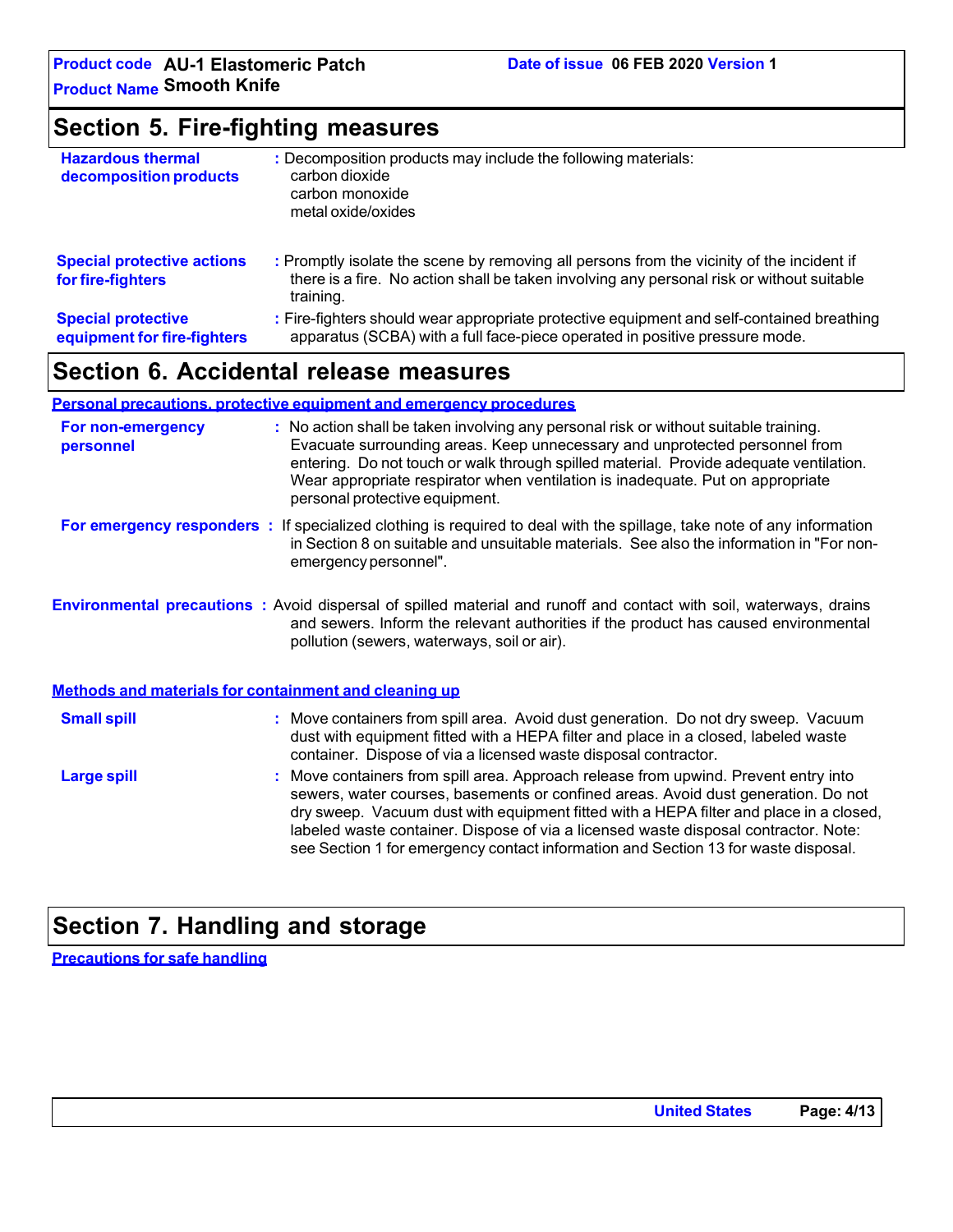## Section 5. Fire-fighting measures

**Hazardous thermal decomposition products** : Decomposition products may include the following materials:
carbon dioxide
carbon monoxide
metal oxide/oxides

**Special protective actions for fire-fighters** : Promptly isolate the scene by removing all persons from the vicinity of the incident if there is a fire. No action shall be taken involving any personal risk or without suitable training.

**Special protective equipment for fire-fighters** : Fire-fighters should wear appropriate protective equipment and self-contained breathing apparatus (SCBA) with a full face-piece operated in positive pressure mode.

## Section 6. Accidental release measures

### Personal precautions, protective equipment and emergency procedures

**For non-emergency personnel** : No action shall be taken involving any personal risk or without suitable training. Evacuate surrounding areas. Keep unnecessary and unprotected personnel from entering. Do not touch or walk through spilled material. Provide adequate ventilation. Wear appropriate respirator when ventilation is inadequate. Put on appropriate personal protective equipment.

**For emergency responders** : If specialized clothing is required to deal with the spillage, take note of any information in Section 8 on suitable and unsuitable materials. See also the information in "For non-emergency personnel".

**Environmental precautions** : Avoid dispersal of spilled material and runoff and contact with soil, waterways, drains and sewers. Inform the relevant authorities if the product has caused environmental pollution (sewers, waterways, soil or air).

### Methods and materials for containment and cleaning up

**Small spill** : Move containers from spill area. Avoid dust generation. Do not dry sweep. Vacuum dust with equipment fitted with a HEPA filter and place in a closed, labeled waste container. Dispose of via a licensed waste disposal contractor.

**Large spill** : Move containers from spill area. Approach release from upwind. Prevent entry into sewers, water courses, basements or confined areas. Avoid dust generation. Do not dry sweep. Vacuum dust with equipment fitted with a HEPA filter and place in a closed, labeled waste container. Dispose of via a licensed waste disposal contractor. Note: see Section 1 for emergency contact information and Section 13 for waste disposal.

## Section 7. Handling and storage

### Precautions for safe handling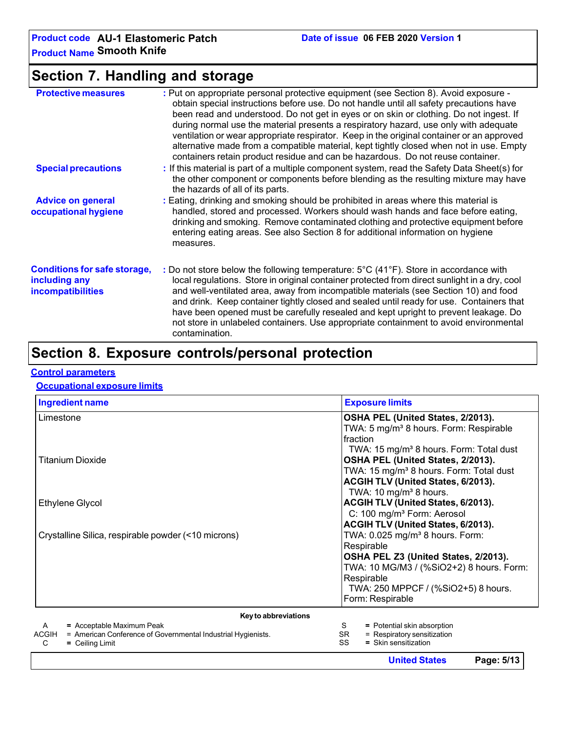# Section 7. Handling and storage

**Protective measures** : Put on appropriate personal protective equipment (see Section 8). Avoid exposure - obtain special instructions before use. Do not handle until all safety precautions have been read and understood. Do not get in eyes or on skin or clothing. Do not ingest. If during normal use the material presents a respiratory hazard, use only with adequate ventilation or wear appropriate respirator. Keep in the original container or an approved alternative made from a compatible material, kept tightly closed when not in use. Empty containers retain product residue and can be hazardous. Do not reuse container.

**Special precautions** : If this material is part of a multiple component system, read the Safety Data Sheet(s) for the other component or components before blending as the resulting mixture may have the hazards of all of its parts.

**Advice on general occupational hygiene** : Eating, drinking and smoking should be prohibited in areas where this material is handled, stored and processed. Workers should wash hands and face before eating, drinking and smoking. Remove contaminated clothing and protective equipment before entering eating areas. See also Section 8 for additional information on hygiene measures.

**Conditions for safe storage, including any incompatibilities** : Do not store below the following temperature: 5°C (41°F). Store in accordance with local regulations. Store in original container protected from direct sunlight in a dry, cool and well-ventilated area, away from incompatible materials (see Section 10) and food and drink. Keep container tightly closed and sealed until ready for use. Containers that have been opened must be carefully resealed and kept upright to prevent leakage. Do not store in unlabeled containers. Use appropriate containment to avoid environmental contamination.

# Section 8. Exposure controls/personal protection

## Control parameters

### Occupational exposure limits

| Ingredient name | Exposure limits |
|---|---|
| Limestone | **OSHA PEL (United States, 2/2013).**<br>TWA: 5 mg/m³ 8 hours. Form: Respirable fraction<br>TWA: 15 mg/m³ 8 hours. Form: Total dust |
| Titanium Dioxide | **OSHA PEL (United States, 2/2013).**<br>TWA: 15 mg/m³ 8 hours. Form: Total dust<br>**ACGIH TLV (United States, 6/2013).**<br>TWA: 10 mg/m³ 8 hours. |
| Ethylene Glycol | **ACGIH TLV (United States, 6/2013).**<br>C: 100 mg/m³ Form: Aerosol |
| Crystalline Silica, respirable powder (<10 microns) | **ACGIH TLV (United States, 6/2013).**<br>TWA: 0.025 mg/m³ 8 hours. Form: Respirable<br>**OSHA PEL Z3 (United States, 2/2013).**<br>TWA: 10 MG/M3 / (%SiO2+2) 8 hours. Form: Respirable<br>TWA: 250 MPPCF / (%SiO2+5) 8 hours. Form: Respirable |

**Key to abbreviations**

A = Acceptable Maximum Peak
ACGIH = American Conference of Governmental Industrial Hygienists.
C = Ceiling Limit
S = Potential skin absorption
SR = Respiratory sensitization
SS = Skin sensitization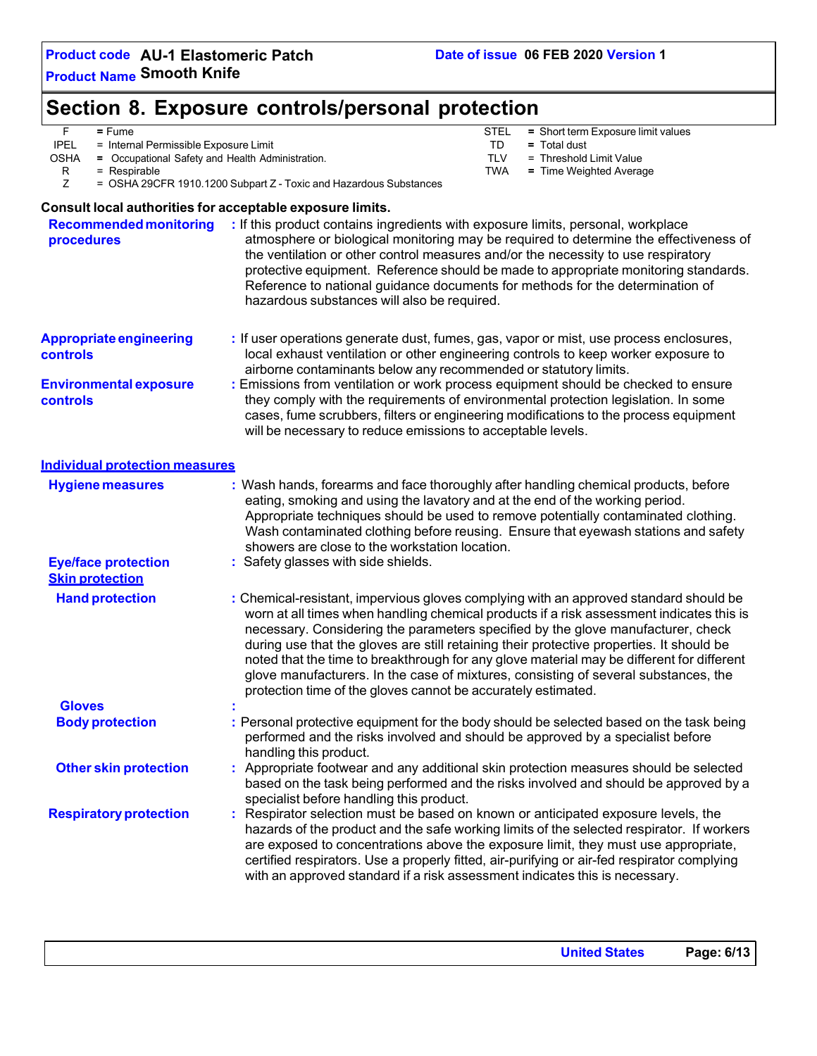# Section 8. Exposure controls/personal protection

| | | | | |
|---|---|---|---|---|
| F | = Fume | | STEL | = Short term Exposure limit values |
| IPEL | = Internal Permissible Exposure Limit | | TD | = Total dust |
| OSHA | = Occupational Safety and Health Administration. | | TLV | = Threshold Limit Value |
| R | = Respirable | | TWA | = Time Weighted Average |
| Z | = OSHA 29CFR 1910.1200 Subpart Z - Toxic and Hazardous Substances | | | |

**Consult local authorities for acceptable exposure limits.**

**Recommended monitoring procedures** : If this product contains ingredients with exposure limits, personal, workplace atmosphere or biological monitoring may be required to determine the effectiveness of the ventilation or other control measures and/or the necessity to use respiratory protective equipment. Reference should be made to appropriate monitoring standards. Reference to national guidance documents for methods for the determination of hazardous substances will also be required.

**Appropriate engineering controls** : If user operations generate dust, fumes, gas, vapor or mist, use process enclosures, local exhaust ventilation or other engineering controls to keep worker exposure to airborne contaminants below any recommended or statutory limits.

**Environmental exposure controls** : Emissions from ventilation or work process equipment should be checked to ensure they comply with the requirements of environmental protection legislation. In some cases, fume scrubbers, filters or engineering modifications to the process equipment will be necessary to reduce emissions to acceptable levels.

## Individual protection measures

**Hygiene measures** : Wash hands, forearms and face thoroughly after handling chemical products, before eating, smoking and using the lavatory and at the end of the working period. Appropriate techniques should be used to remove potentially contaminated clothing. Wash contaminated clothing before reusing. Ensure that eyewash stations and safety showers are close to the workstation location.

**Eye/face protection** : Safety glasses with side shields.

### Skin protection

**Hand protection** : Chemical-resistant, impervious gloves complying with an approved standard should be worn at all times when handling chemical products if a risk assessment indicates this is necessary. Considering the parameters specified by the glove manufacturer, check during use that the gloves are still retaining their protective properties. It should be noted that the time to breakthrough for any glove material may be different for different glove manufacturers. In the case of mixtures, consisting of several substances, the protection time of the gloves cannot be accurately estimated.

**Gloves** :

**Body protection** : Personal protective equipment for the body should be selected based on the task being performed and the risks involved and should be approved by a specialist before handling this product.

**Other skin protection** : Appropriate footwear and any additional skin protection measures should be selected based on the task being performed and the risks involved and should be approved by a specialist before handling this product.

**Respiratory protection** : Respirator selection must be based on known or anticipated exposure levels, the hazards of the product and the safe working limits of the selected respirator. If workers are exposed to concentrations above the exposure limit, they must use appropriate, certified respirators. Use a properly fitted, air-purifying or air-fed respirator complying with an approved standard if a risk assessment indicates this is necessary.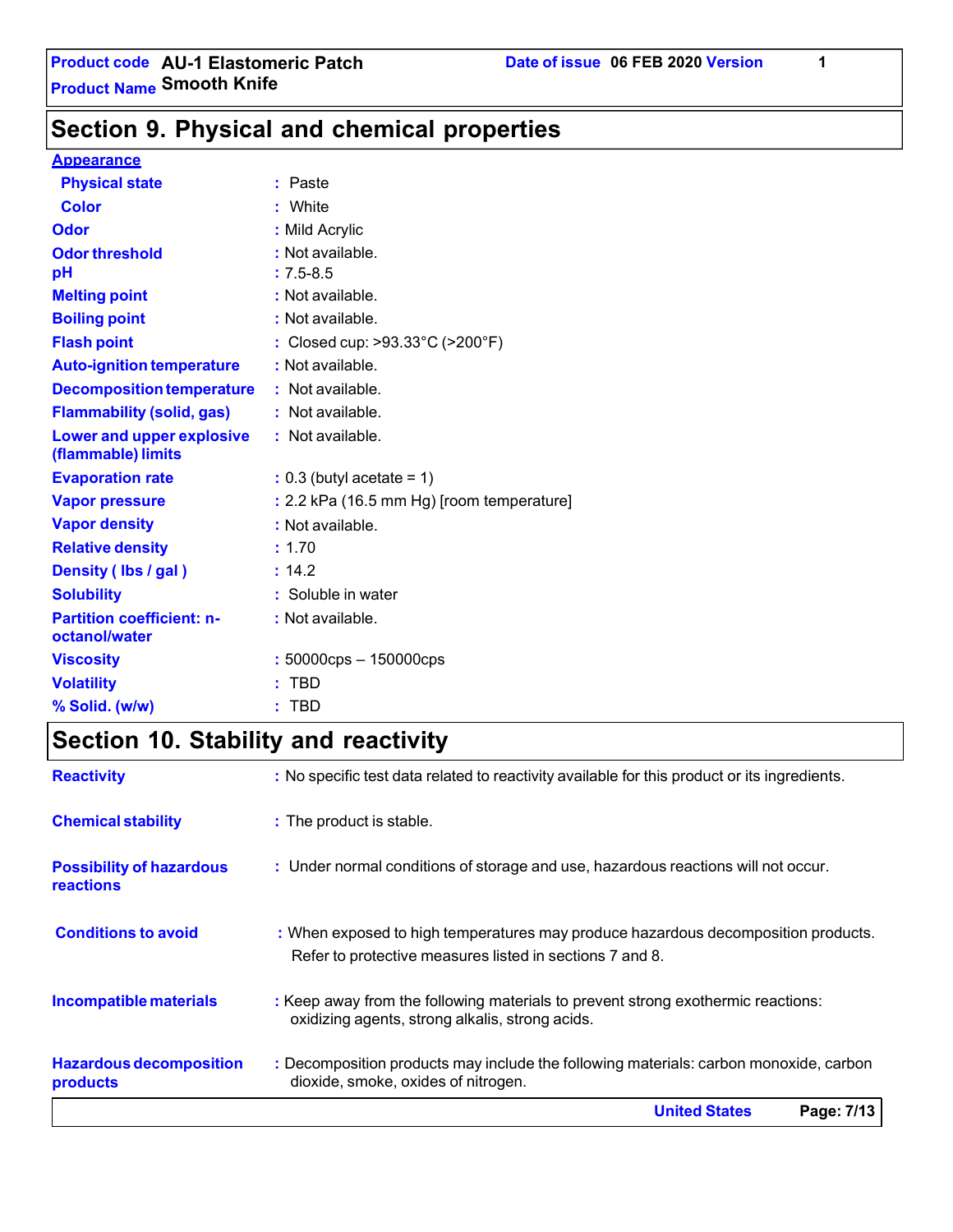## Section 9. Physical and chemical properties

**Appearance**

| Property | Value |
|---|---|
| Physical state | Paste |
| Color | White |
| Odor | Mild Acrylic |
| Odor threshold | Not available. |
| pH | 7.5-8.5 |
| Melting point | Not available. |
| Boiling point | Not available. |
| Flash point | Closed cup: >93.33°C (>200°F) |
| Auto-ignition temperature | Not available. |
| Decomposition temperature | Not available. |
| Flammability (solid, gas) | Not available. |
| Lower and upper explosive (flammable) limits | Not available. |
| Evaporation rate | 0.3 (butyl acetate = 1) |
| Vapor pressure | 2.2 kPa (16.5 mm Hg) [room temperature] |
| Vapor density | Not available. |
| Relative density | 1.70 |
| Density ( lbs / gal ) | 14.2 |
| Solubility | Soluble in water |
| Partition coefficient: n-octanol/water | Not available. |
| Viscosity | 50000cps – 150000cps |
| Volatility | TBD |
| % Solid. (w/w) | TBD |

## Section 10. Stability and reactivity

| Property | Value |
|---|---|
| Reactivity | No specific test data related to reactivity available for this product or its ingredients. |
| Chemical stability | The product is stable. |
| Possibility of hazardous reactions | Under normal conditions of storage and use, hazardous reactions will not occur. |
| Conditions to avoid | When exposed to high temperatures may produce hazardous decomposition products. Refer to protective measures listed in sections 7 and 8. |
| Incompatible materials | Keep away from the following materials to prevent strong exothermic reactions: oxidizing agents, strong alkalis, strong acids. |
| Hazardous decomposition products | Decomposition products may include the following materials: carbon monoxide, carbon dioxide, smoke, oxides of nitrogen. |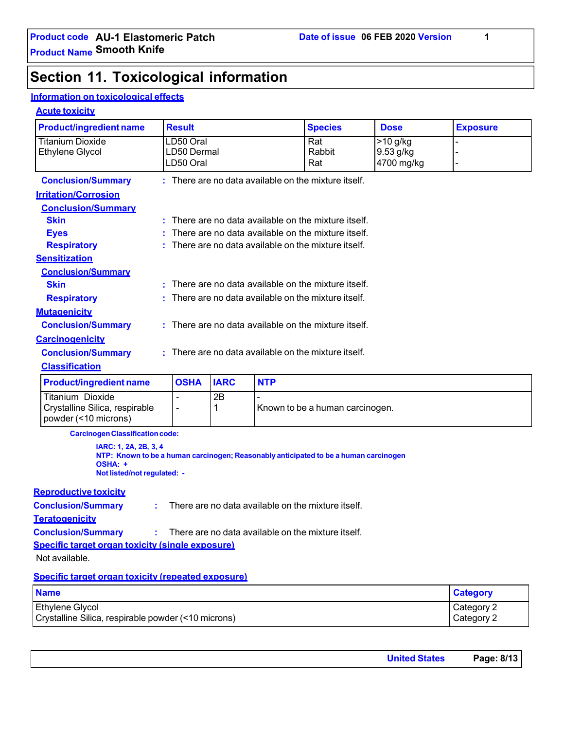# Section 11. Toxicological information

## Information on toxicological effects

### Acute toxicity

| Product/ingredient name | Result | Species | Dose | Exposure |
|---|---|---|---|---|
| Titanium Dioxide | LD50 Oral | Rat | >10 g/kg | - |
| Ethylene Glycol | LD50 Dermal | Rabbit | 9.53 g/kg | - |
| | LD50 Oral | Rat | 4700 mg/kg | - |

**Conclusion/Summary** : There are no data available on the mixture itself.

### Irritation/Corrosion

**Conclusion/Summary**

**Skin** : There are no data available on the mixture itself.

**Eyes** : There are no data available on the mixture itself.

**Respiratory** : There are no data available on the mixture itself.

### Sensitization

**Conclusion/Summary**

**Skin** : There are no data available on the mixture itself.

**Respiratory** : There are no data available on the mixture itself.

### Mutagenicity

**Conclusion/Summary** : There are no data available on the mixture itself.

### Carcinogenicity

**Conclusion/Summary** : There are no data available on the mixture itself.

### Classification

| Product/ingredient name | OSHA | IARC | NTP |
|---|---|---|---|
| Titanium Dioxide | - | 2B | - |
| Crystalline Silica, respirable powder (<10 microns) | - | 1 | Known to be a human carcinogen. |

**Carcinogen Classification code:**

**IARC: 1, 2A, 2B, 3, 4**
**NTP: Known to be a human carcinogen; Reasonably anticipated to be a human carcinogen**
**OSHA: +**
**Not listed/not regulated: -**

### Reproductive toxicity

**Conclusion/Summary** : There are no data available on the mixture itself.

### Teratogenicity

**Conclusion/Summary** : There are no data available on the mixture itself.

### Specific target organ toxicity (single exposure)

Not available.

### Specific target organ toxicity (repeated exposure)

| Name | Category |
|---|---|
| Ethylene Glycol | Category 2 |
| Crystalline Silica, respirable powder (<10 microns) | Category 2 |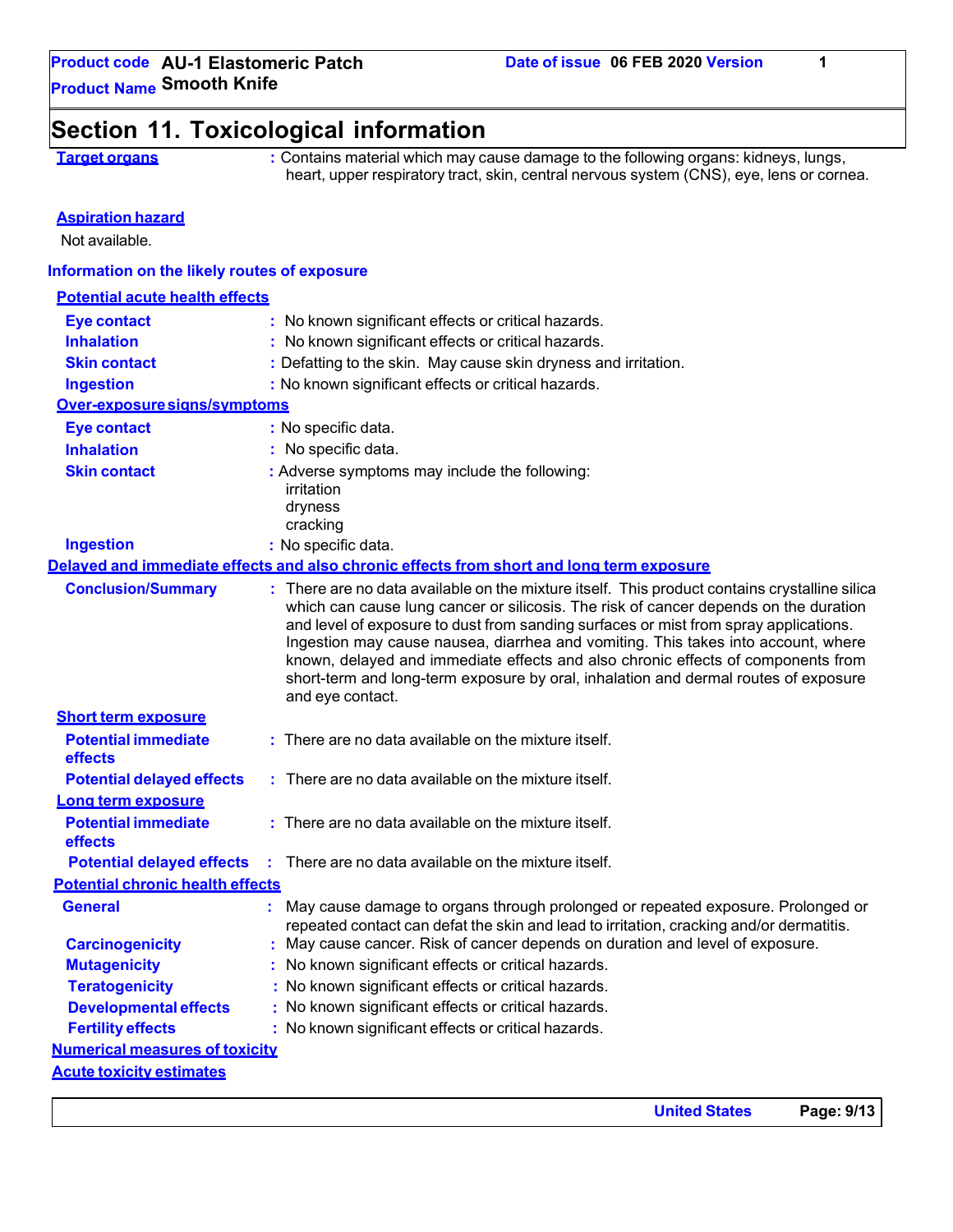# Section 11. Toxicological information

**Target organs** : Contains material which may cause damage to the following organs: kidneys, lungs, heart, upper respiratory tract, skin, central nervous system (CNS), eye, lens or cornea.

**Aspiration hazard**

Not available.

**Information on the likely routes of exposure**

**Potential acute health effects**

| | |
|---|---|
| **Eye contact** | : No known significant effects or critical hazards. |
| **Inhalation** | : No known significant effects or critical hazards. |
| **Skin contact** | : Defatting to the skin. May cause skin dryness and irritation. |
| **Ingestion** | : No known significant effects or critical hazards. |

**Over-exposure signs/symptoms**

| | |
|---|---|
| **Eye contact** | : No specific data. |
| **Inhalation** | : No specific data. |
| **Skin contact** | : Adverse symptoms may include the following: irritation dryness cracking |
| **Ingestion** | : No specific data. |

**Delayed and immediate effects and also chronic effects from short and long term exposure**

**Conclusion/Summary** : There are no data available on the mixture itself. This product contains crystalline silica which can cause lung cancer or silicosis. The risk of cancer depends on the duration and level of exposure to dust from sanding surfaces or mist from spray applications. Ingestion may cause nausea, diarrhea and vomiting. This takes into account, where known, delayed and immediate effects and also chronic effects of components from short-term and long-term exposure by oral, inhalation and dermal routes of exposure and eye contact.

**Short term exposure**

| | |
|---|---|
| **Potential immediate effects** | : There are no data available on the mixture itself. |
| **Potential delayed effects** | : There are no data available on the mixture itself. |

**Long term exposure**

| | |
|---|---|
| **Potential immediate effects** | : There are no data available on the mixture itself. |
| **Potential delayed effects** | : There are no data available on the mixture itself. |

**Potential chronic health effects**

| | |
|---|---|
| **General** | : May cause damage to organs through prolonged or repeated exposure. Prolonged or repeated contact can defat the skin and lead to irritation, cracking and/or dermatitis. |
| **Carcinogenicity** | : May cause cancer. Risk of cancer depends on duration and level of exposure. |
| **Mutagenicity** | : No known significant effects or critical hazards. |
| **Teratogenicity** | : No known significant effects or critical hazards. |
| **Developmental effects** | : No known significant effects or critical hazards. |
| **Fertility effects** | : No known significant effects or critical hazards. |

**Numerical measures of toxicity**

**Acute toxicity estimates**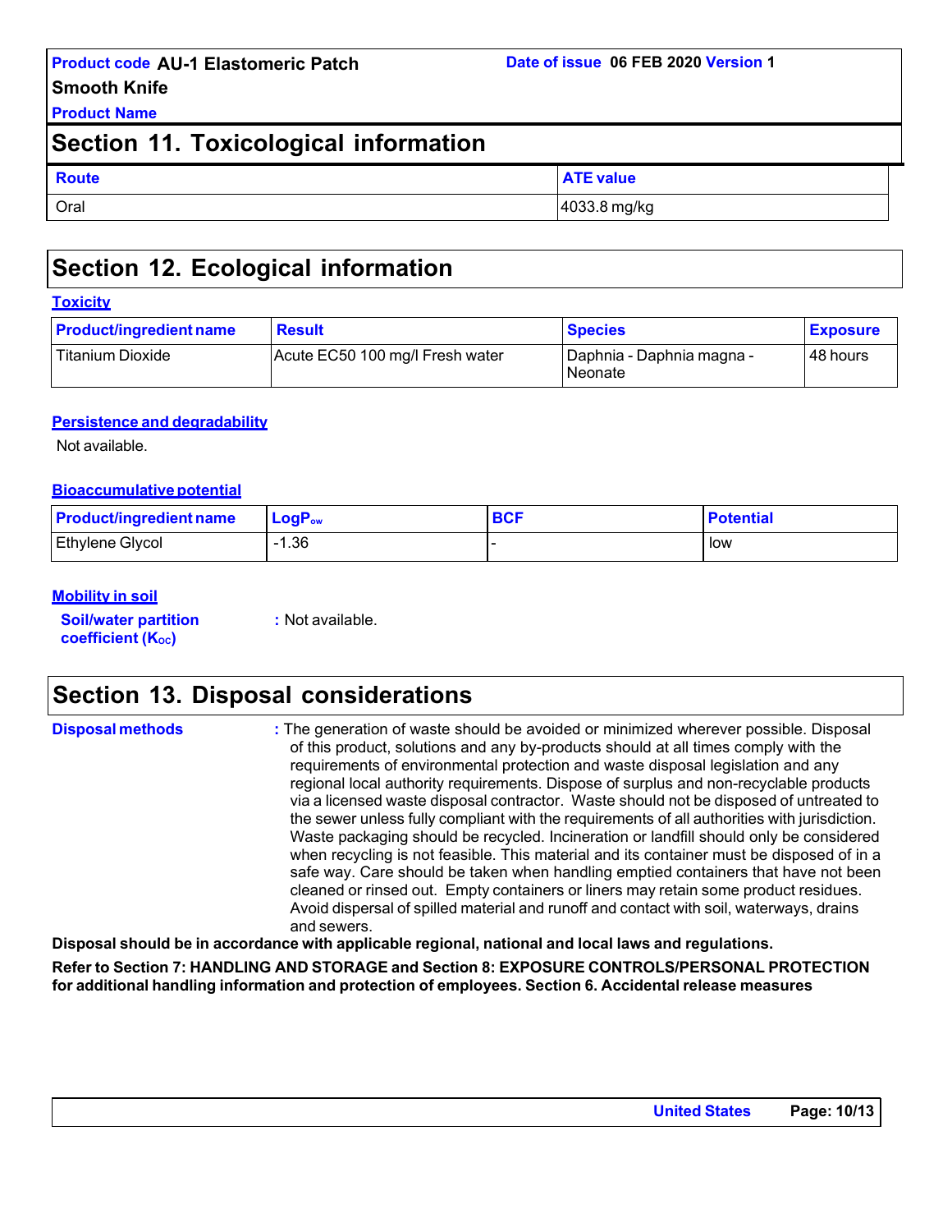## Section 11. Toxicological information

| Route | ATE value |
|---|---|
| Oral | 4033.8 mg/kg |

## Section 12. Ecological information

**Toxicity**

| Product/ingredient name | Result | Species | Exposure |
|---|---|---|---|
| Titanium Dioxide | Acute EC50 100 mg/l Fresh water | Daphnia - Daphnia magna - Neonate | 48 hours |

**Persistence and degradability**

Not available.

**Bioaccumulative potential**

| Product/ingredient name | $LogP_{ow}$ | BCF | Potential |
|---|---|---|---|
| Ethylene Glycol | -1.36 | - | low |

**Mobility in soil**

**Soil/water partition coefficient ($K_{OC}$)** : Not available.

## Section 13. Disposal considerations

**Disposal methods** : The generation of waste should be avoided or minimized wherever possible. Disposal of this product, solutions and any by-products should at all times comply with the requirements of environmental protection and waste disposal legislation and any regional local authority requirements. Dispose of surplus and non-recyclable products via a licensed waste disposal contractor. Waste should not be disposed of untreated to the sewer unless fully compliant with the requirements of all authorities with jurisdiction. Waste packaging should be recycled. Incineration or landfill should only be considered when recycling is not feasible. This material and its container must be disposed of in a safe way. Care should be taken when handling emptied containers that have not been cleaned or rinsed out. Empty containers or liners may retain some product residues. Avoid dispersal of spilled material and runoff and contact with soil, waterways, drains and sewers.

**Disposal should be in accordance with applicable regional, national and local laws and regulations.**

**Refer to Section 7: HANDLING AND STORAGE and Section 8: EXPOSURE CONTROLS/PERSONAL PROTECTION for additional handling information and protection of employees. Section 6. Accidental release measures**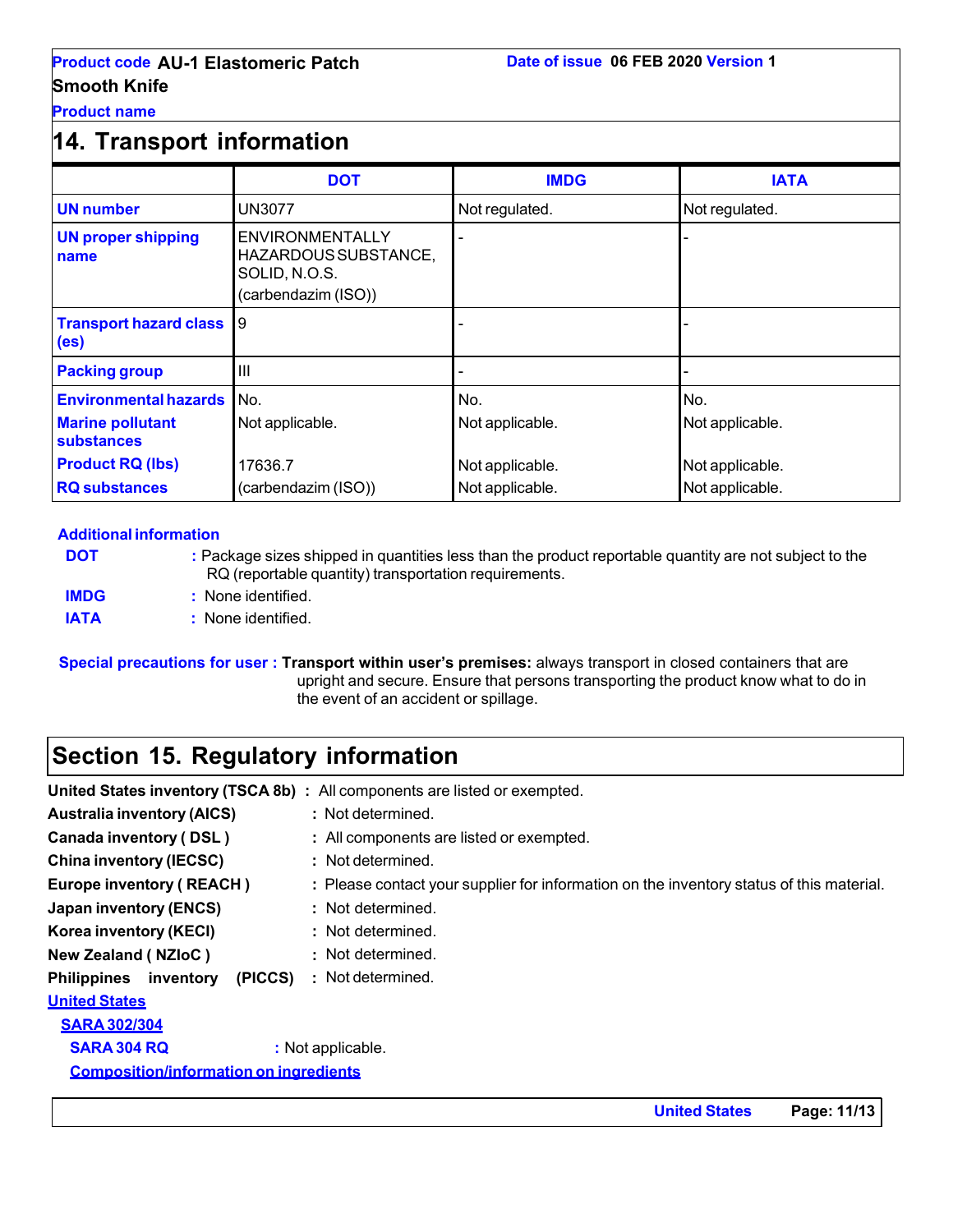## 14. Transport information

| | DOT | IMDG | IATA |
|---|---|---|---|
| **UN number** | UN3077 | Not regulated. | Not regulated. |
| **UN proper shipping name** | ENVIRONMENTALLY HAZARDOUS SUBSTANCE, SOLID, N.O.S. (carbendazim (ISO)) | - | - |
| **Transport hazard class (es)** | 9 | - | - |
| **Packing group** | III | - | - |
| **Environmental hazards** | No. | No. | No. |
| **Marine pollutant substances** | Not applicable. | Not applicable. | Not applicable. |
| **Product RQ (lbs)** | 17636.7 | Not applicable. | Not applicable. |
| **RQ substances** | (carbendazim (ISO)) | Not applicable. | Not applicable. |

**Additional information**

**DOT** : Package sizes shipped in quantities less than the product reportable quantity are not subject to the RQ (reportable quantity) transportation requirements.

**IMDG** : None identified.

**IATA** : None identified.

**Special precautions for user** : **Transport within user's premises:** always transport in closed containers that are upright and secure. Ensure that persons transporting the product know what to do in the event of an accident or spillage.

## Section 15. Regulatory information

**United States inventory (TSCA 8b)** : All components are listed or exempted.

**Australia inventory (AICS)** : Not determined.

**Canada inventory ( DSL )** : All components are listed or exempted.

**China inventory (IECSC)** : Not determined.

**Europe inventory ( REACH )** : Please contact your supplier for information on the inventory status of this material.

**Japan inventory (ENCS)** : Not determined.

**Korea inventory (KECI)** : Not determined.

**New Zealand ( NZIoC )** : Not determined.

**Philippines inventory (PICCS)** : Not determined.

**United States**

**SARA 302/304**

**SARA 304 RQ** : Not applicable.

**Composition/information on ingredients**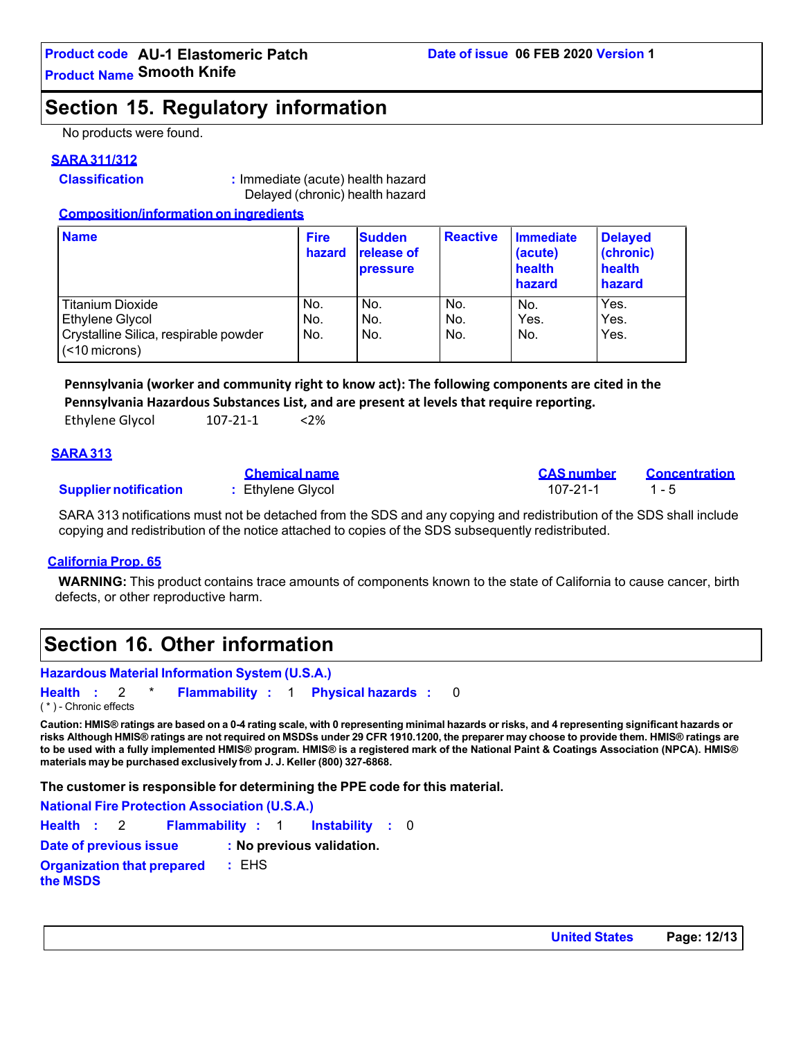## Section 15. Regulatory information

No products were found.

**SARA 311/312**

**Classification** : Immediate (acute) health hazard
Delayed (chronic) health hazard

**Composition/information on ingredients**

| Name | Fire hazard | Sudden release of pressure | Reactive | Immediate (acute) health hazard | Delayed (chronic) health hazard |
|---|---|---|---|---|---|
| Titanium Dioxide | No. | No. | No. | No. | Yes. |
| Ethylene Glycol | No. | No. | No. | Yes. | Yes. |
| Crystalline Silica, respirable powder (<10 microns) | No. | No. | No. | No. | Yes. |

**Pennsylvania (worker and community right to know act): The following components are cited in the Pennsylvania Hazardous Substances List, and are present at levels that require reporting.**

Ethylene Glycol 107-21-1 <2%

**SARA 313**

| | Chemical name | CAS number | Concentration |
|---|---|---|---|
| **Supplier notification** | : Ethylene Glycol | 107-21-1 | 1 - 5 |

SARA 313 notifications must not be detached from the SDS and any copying and redistribution of the SDS shall include copying and redistribution of the notice attached to copies of the SDS subsequently redistributed.

**California Prop. 65**

**WARNING:** This product contains trace amounts of components known to the state of California to cause cancer, birth defects, or other reproductive harm.

## Section 16. Other information

**Hazardous Material Information System (U.S.A.)**

**Health** : 2 * **Flammability** : 1 **Physical hazards** : 0

( * ) - Chronic effects

**Caution: HMIS® ratings are based on a 0-4 rating scale, with 0 representing minimal hazards or risks, and 4 representing significant hazards or risks Although HMIS® ratings are not required on MSDSs under 29 CFR 1910.1200, the preparer may choose to provide them. HMIS® ratings are to be used with a fully implemented HMIS® program. HMIS® is a registered mark of the National Paint & Coatings Association (NPCA). HMIS® materials may be purchased exclusively from J. J. Keller (800) 327-6868.**

**The customer is responsible for determining the PPE code for this material.**

**National Fire Protection Association (U.S.A.)**

**Health** : 2 **Flammability** : 1 **Instability** : 0

**Date of previous issue** : **No previous validation.**

**Organization that prepared the MSDS** : EHS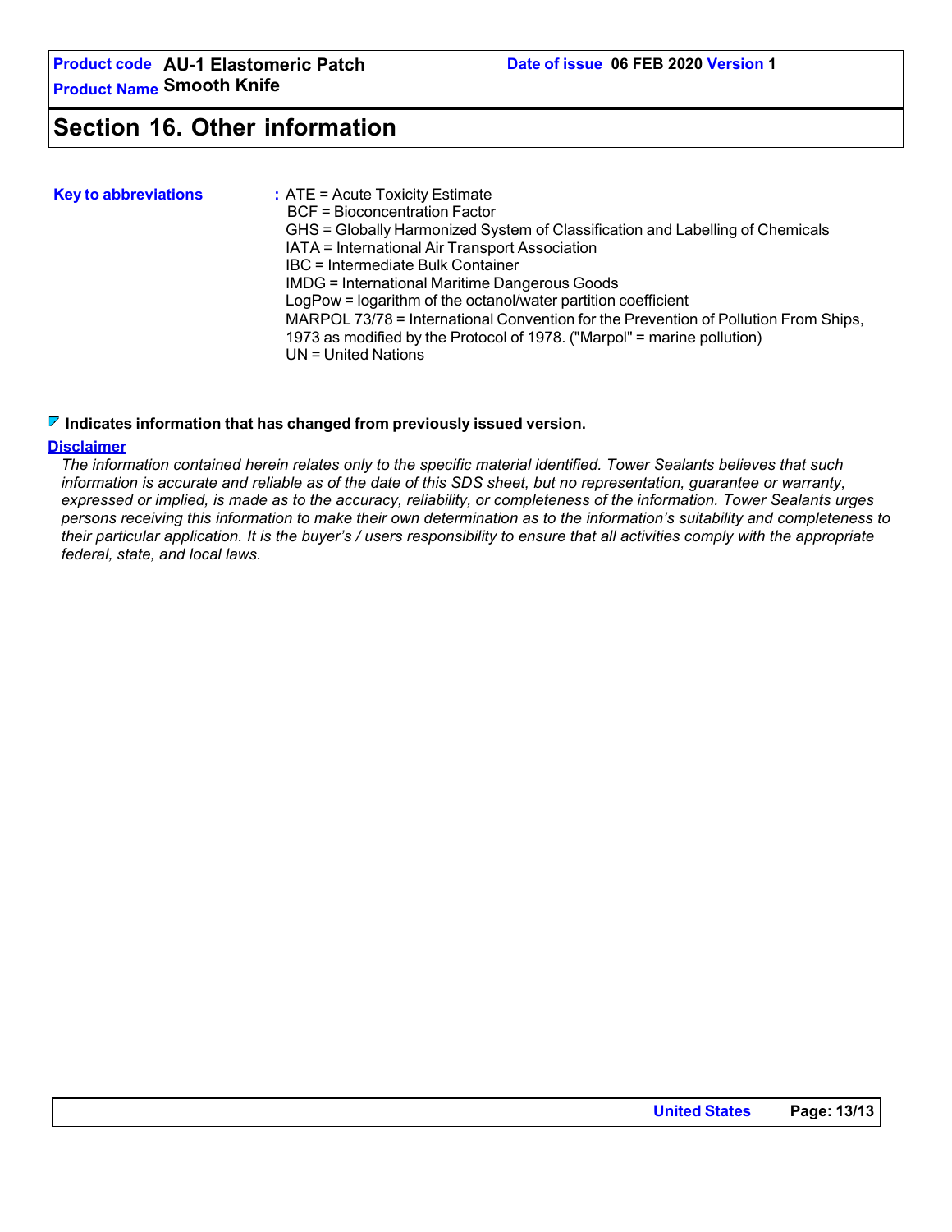## Section 16. Other information

**Key to abbreviations** : ATE = Acute Toxicity Estimate
BCF = Bioconcentration Factor
GHS = Globally Harmonized System of Classification and Labelling of Chemicals
IATA = International Air Transport Association
IBC = Intermediate Bulk Container
IMDG = International Maritime Dangerous Goods
LogPow = logarithm of the octanol/water partition coefficient
MARPOL 73/78 = International Convention for the Prevention of Pollution From Ships, 1973 as modified by the Protocol of 1978. ("Marpol" = marine pollution)
UN = United Nations

**Indicates information that has changed from previously issued version.**

**Disclaimer**

*The information contained herein relates only to the specific material identified. Tower Sealants believes that such information is accurate and reliable as of the date of this SDS sheet, but no representation, guarantee or warranty, expressed or implied, is made as to the accuracy, reliability, or completeness of the information. Tower Sealants urges persons receiving this information to make their own determination as to the information's suitability and completeness to their particular application. It is the buyer's / users responsibility to ensure that all activities comply with the appropriate federal, state, and local laws.*